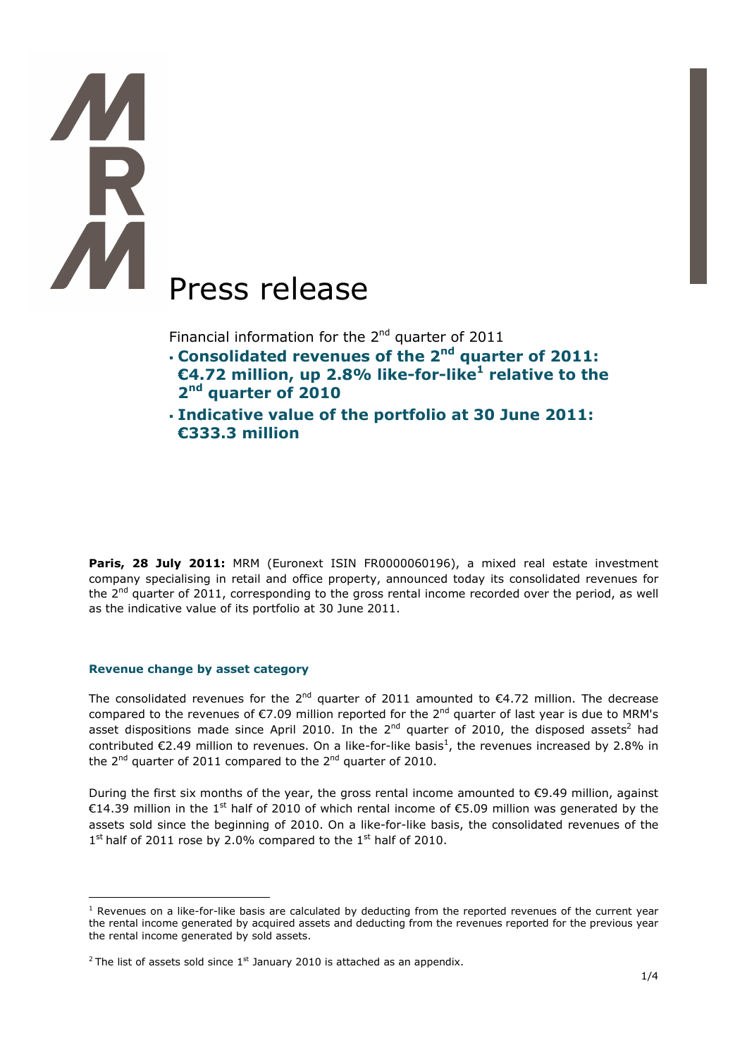# Press release

Financial information for the 2nd quarter of 2011

- **Consolidated revenues of the 2nd quarter of 2011: €4.72 million, up 2.8% like-for-like[1] relative to the 2nd quarter of 2010**
- **Indicative value of the portfolio at 30 June 2011: €333.3 million**

**Paris, 28 July 2011:** MRM (Euronext ISIN FR0000060196), a mixed real estate investment company specialising in retail and office property, announced today its consolidated revenues for the 2nd quarter of 2011, corresponding to the gross rental income recorded over the period, as well as the indicative value of its portfolio at 30 June 2011.

### Revenue change by asset category

The consolidated revenues for the 2nd quarter of 2011 amounted to €4.72 million. The decrease compared to the revenues of €7.09 million reported for the 2nd quarter of last year is due to MRM's asset dispositions made since April 2010. In the 2nd quarter of 2010, the disposed assets[2] had contributed €2.49 million to revenues. On a like-for-like basis[1], the revenues increased by 2.8% in the 2nd quarter of 2011 compared to the 2nd quarter of 2010.

During the first six months of the year, the gross rental income amounted to €9.49 million, against €14.39 million in the 1st half of 2010 of which rental income of €5.09 million was generated by the assets sold since the beginning of 2010. On a like-for-like basis, the consolidated revenues of the 1st half of 2011 rose by 2.0% compared to the 1st half of 2010.

---

[1] Revenues on a like-for-like basis are calculated by deducting from the reported revenues of the current year the rental income generated by acquired assets and deducting from the revenues reported for the previous year the rental income generated by sold assets.

[2] The list of assets sold since 1st January 2010 is attached as an appendix.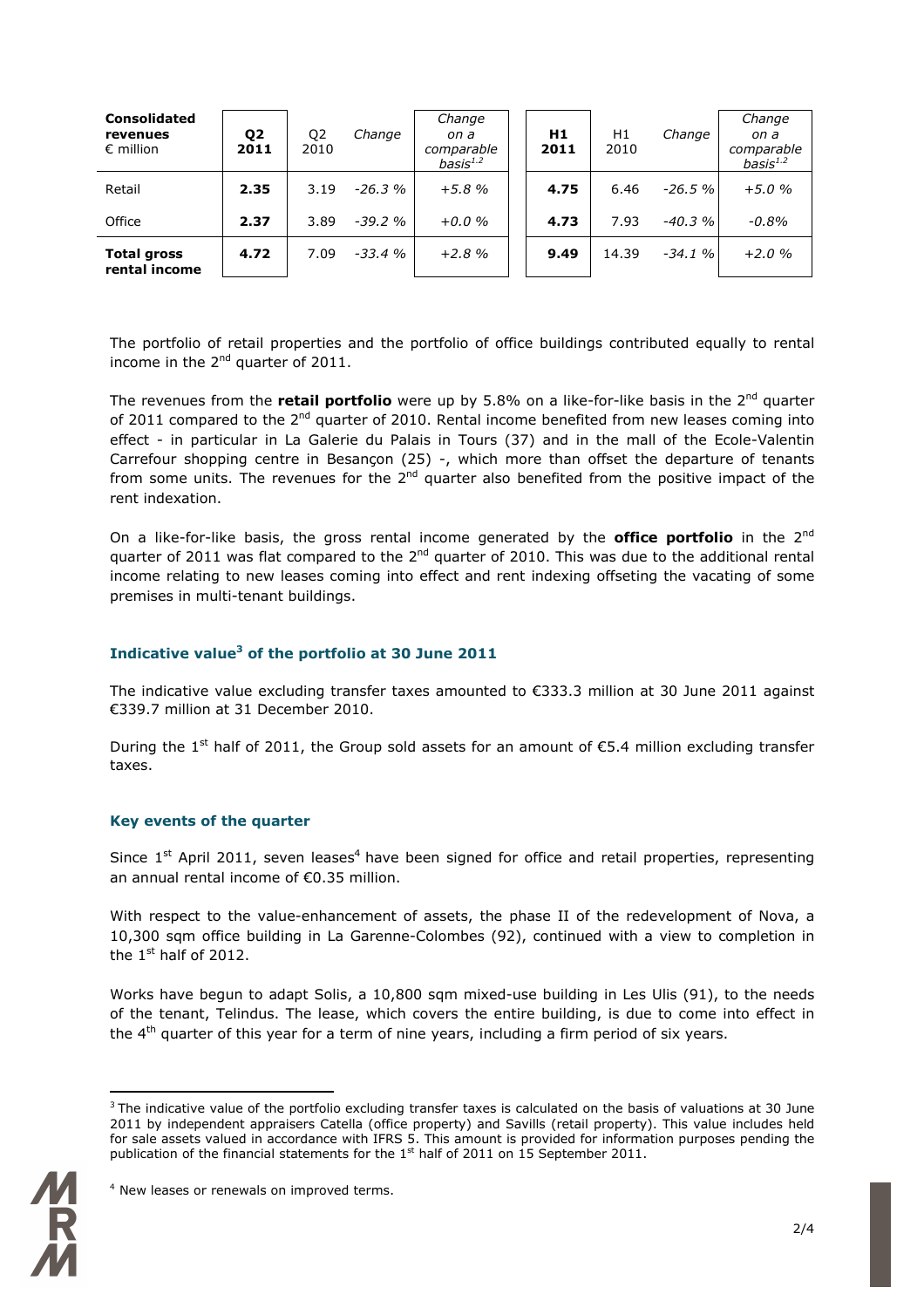| **Consolidated revenues** € million | **Q2 2011** | Q2 2010 | *Change* | *Change on a comparable basis*[1,2] | **H1 2011** | H1 2010 | *Change* | *Change on a comparable basis*[1,2] |
|---|---|---|---|---|---|---|---|---|
| Retail | **2.35** | 3.19 | *-26.3 %* | *+5.8 %* | **4.75** | 6.46 | *-26.5 %* | *+5.0 %* |
| Office | **2.37** | 3.89 | *-39.2 %* | *+0.0 %* | **4.73** | 7.93 | *-40.3 %* | *-0.8%* |
| **Total gross rental income** | **4.72** | 7.09 | *-33.4 %* | *+2.8 %* | **9.49** | 14.39 | *-34.1 %* | *+2.0 %* |

The portfolio of retail properties and the portfolio of office buildings contributed equally to rental income in the 2nd quarter of 2011.

The revenues from the **retail portfolio** were up by 5.8% on a like-for-like basis in the 2nd quarter of 2011 compared to the 2nd quarter of 2010. Rental income benefited from new leases coming into effect - in particular in La Galerie du Palais in Tours (37) and in the mall of the Ecole-Valentin Carrefour shopping centre in Besançon (25) -, which more than offset the departure of tenants from some units. The revenues for the 2nd quarter also benefited from the positive impact of the rent indexation.

On a like-for-like basis, the gross rental income generated by the **office portfolio** in the 2nd quarter of 2011 was flat compared to the 2nd quarter of 2010. This was due to the additional rental income relating to new leases coming into effect and rent indexing offseting the vacating of some premises in multi-tenant buildings.

## Indicative value[3] of the portfolio at 30 June 2011

The indicative value excluding transfer taxes amounted to €333.3 million at 30 June 2011 against €339.7 million at 31 December 2010.

During the 1st half of 2011, the Group sold assets for an amount of €5.4 million excluding transfer taxes.

## Key events of the quarter

Since 1st April 2011, seven leases[4] have been signed for office and retail properties, representing an annual rental income of €0.35 million.

With respect to the value-enhancement of assets, the phase II of the redevelopment of Nova, a 10,300 sqm office building in La Garenne-Colombes (92), continued with a view to completion in the 1st half of 2012.

Works have begun to adapt Solis, a 10,800 sqm mixed-use building in Les Ulis (91), to the needs of the tenant, Telindus. The lease, which covers the entire building, is due to come into effect in the 4th quarter of this year for a term of nine years, including a firm period of six years.

[3] The indicative value of the portfolio excluding transfer taxes is calculated on the basis of valuations at 30 June 2011 by independent appraisers Catella (office property) and Savills (retail property). This value includes held for sale assets valued in accordance with IFRS 5. This amount is provided for information purposes pending the publication of the financial statements for the 1st half of 2011 on 15 September 2011.

[4] New leases or renewals on improved terms.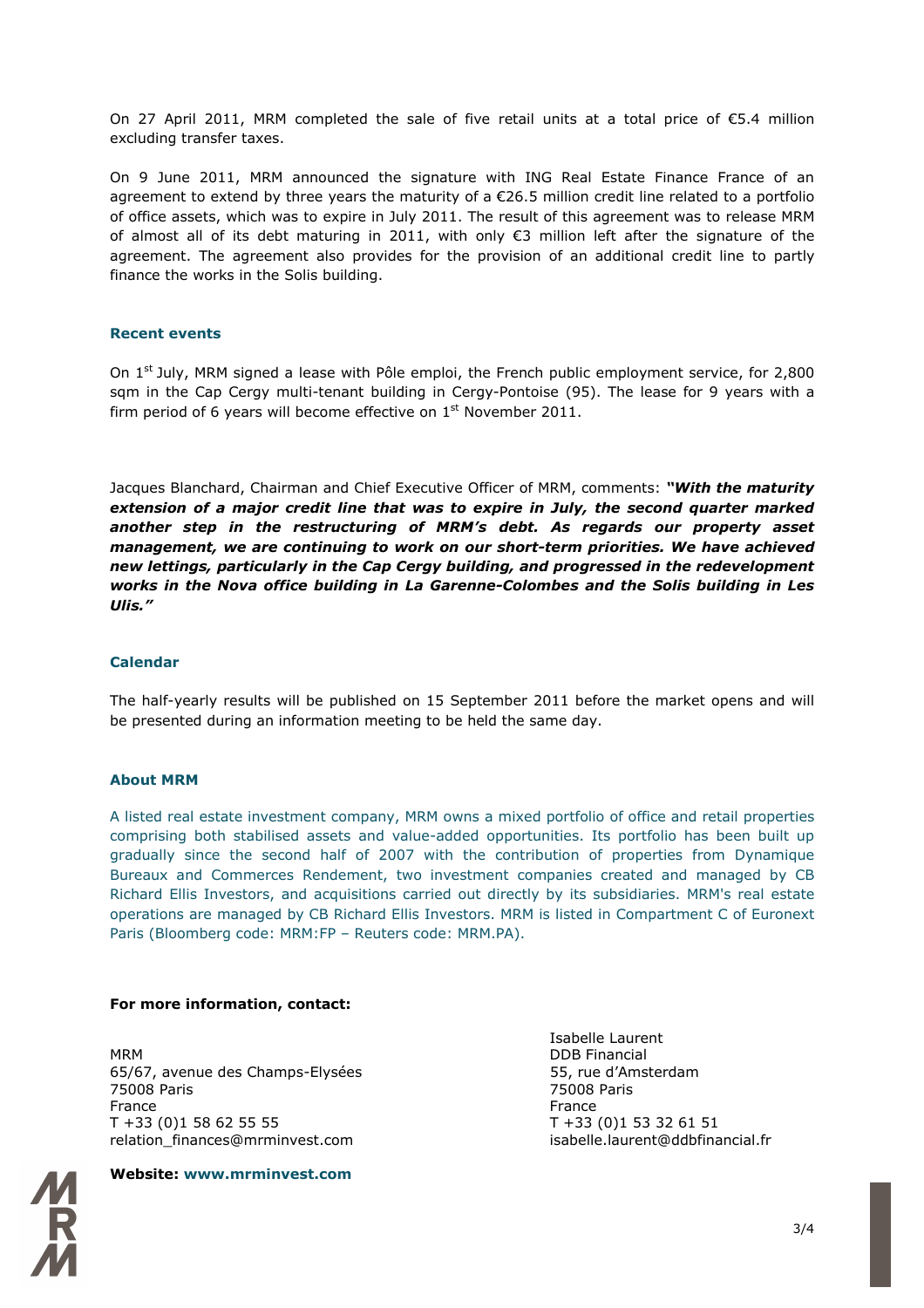On 27 April 2011, MRM completed the sale of five retail units at a total price of €5.4 million excluding transfer taxes.

On 9 June 2011, MRM announced the signature with ING Real Estate Finance France of an agreement to extend by three years the maturity of a €26.5 million credit line related to a portfolio of office assets, which was to expire in July 2011. The result of this agreement was to release MRM of almost all of its debt maturing in 2011, with only €3 million left after the signature of the agreement. The agreement also provides for the provision of an additional credit line to partly finance the works in the Solis building.

## Recent events

On 1st July, MRM signed a lease with Pôle emploi, the French public employment service, for 2,800 sqm in the Cap Cergy multi-tenant building in Cergy-Pontoise (95). The lease for 9 years with a firm period of 6 years will become effective on 1st November 2011.

Jacques Blanchard, Chairman and Chief Executive Officer of MRM, comments: ***"With the maturity extension of a major credit line that was to expire in July, the second quarter marked another step in the restructuring of MRM's debt. As regards our property asset management, we are continuing to work on our short-term priorities. We have achieved new lettings, particularly in the Cap Cergy building, and progressed in the redevelopment works in the Nova office building in La Garenne-Colombes and the Solis building in Les Ulis."***

## Calendar

The half-yearly results will be published on 15 September 2011 before the market opens and will be presented during an information meeting to be held the same day.

## About MRM

A listed real estate investment company, MRM owns a mixed portfolio of office and retail properties comprising both stabilised assets and value-added opportunities. Its portfolio has been built up gradually since the second half of 2007 with the contribution of properties from Dynamique Bureaux and Commerces Rendement, two investment companies created and managed by CB Richard Ellis Investors, and acquisitions carried out directly by its subsidiaries. MRM's real estate operations are managed by CB Richard Ellis Investors. MRM is listed in Compartment C of Euronext Paris (Bloomberg code: MRM:FP – Reuters code: MRM.PA).

**For more information, contact:**

MRM
65/67, avenue des Champs-Elysées
75008 Paris
France
T +33 (0)1 58 62 55 55
relation_finances@mrminvest.com

Isabelle Laurent
DDB Financial
55, rue d'Amsterdam
75008 Paris
France
T +33 (0)1 53 32 61 51
isabelle.laurent@ddbfinancial.fr

**Website: www.mrminvest.com**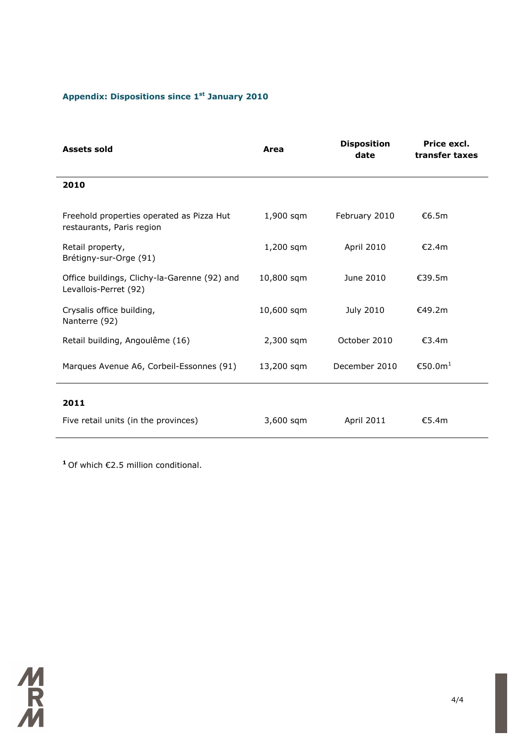## Appendix: Dispositions since 1st January 2010

| Assets sold | Area | Disposition date | Price excl. transfer taxes |
|---|---|---|---|
| **2010** | | | |
| Freehold properties operated as Pizza Hut restaurants, Paris region | 1,900 sqm | February 2010 | €6.5m |
| Retail property, Brétigny-sur-Orge (91) | 1,200 sqm | April 2010 | €2.4m |
| Office buildings, Clichy-la-Garenne (92) and Levallois-Perret (92) | 10,800 sqm | June 2010 | €39.5m |
| Crysalis office building, Nanterre (92) | 10,600 sqm | July 2010 | €49.2m |
| Retail building, Angoulême (16) | 2,300 sqm | October 2010 | €3.4m |
| Marques Avenue A6, Corbeil-Essonnes (91) | 13,200 sqm | December 2010 | €50.0m[1] |
| **2011** | | | |
| Five retail units (in the provinces) | 3,600 sqm | April 2011 | €5.4m |

[1] Of which €2.5 million conditional.